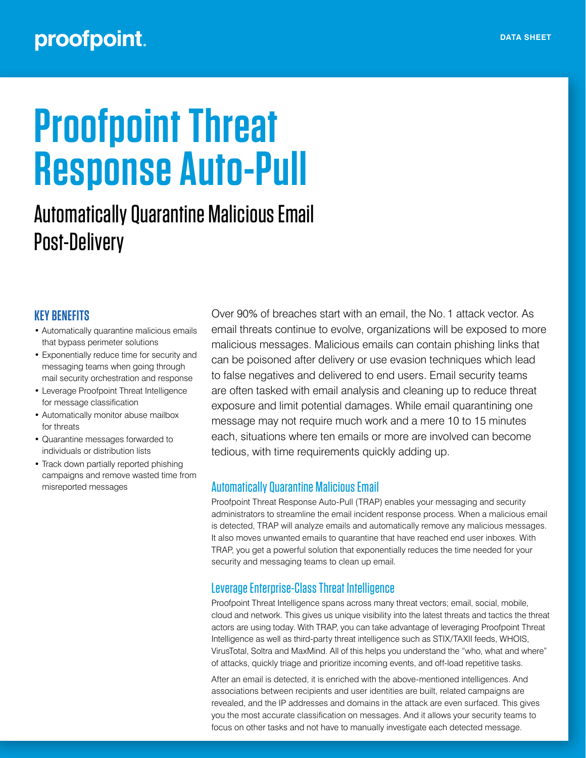proofpoint.

DATA SHEET

# Proofpoint Threat Response Auto-Pull

## Automatically Quarantine Malicious Email Post-Delivery

### KEY BENEFITS

- Automatically quarantine malicious emails that bypass perimeter solutions
- Exponentially reduce time for security and messaging teams when going through mail security orchestration and response
- Leverage Proofpoint Threat Intelligence for message classification
- Automatically monitor abuse mailbox for threats
- Quarantine messages forwarded to individuals or distribution lists
- Track down partially reported phishing campaigns and remove wasted time from misreported messages

Over 90% of breaches start with an email, the No. 1 attack vector. As email threats continue to evolve, organizations will be exposed to more malicious messages. Malicious emails can contain phishing links that can be poisoned after delivery or use evasion techniques which lead to false negatives and delivered to end users. Email security teams are often tasked with email analysis and cleaning up to reduce threat exposure and limit potential damages. While email quarantining one message may not require much work and a mere 10 to 15 minutes each, situations where ten emails or more are involved can become tedious, with time requirements quickly adding up.

### Automatically Quarantine Malicious Email

Proofpoint Threat Response Auto-Pull (TRAP) enables your messaging and security administrators to streamline the email incident response process. When a malicious email is detected, TRAP will analyze emails and automatically remove any malicious messages. It also moves unwanted emails to quarantine that have reached end user inboxes. With TRAP, you get a powerful solution that exponentially reduces the time needed for your security and messaging teams to clean up email.

### Leverage Enterprise-Class Threat Intelligence

Proofpoint Threat Intelligence spans across many threat vectors; email, social, mobile, cloud and network. This gives us unique visibility into the latest threats and tactics the threat actors are using today. With TRAP, you can take advantage of leveraging Proofpoint Threat Intelligence as well as third-party threat intelligence such as STIX/TAXII feeds, WHOIS, VirusTotal, Soltra and MaxMind. All of this helps you understand the "who, what and where" of attacks, quickly triage and prioritize incoming events, and off-load repetitive tasks.

After an email is detected, it is enriched with the above-mentioned intelligences. And associations between recipients and user identities are built, related campaigns are revealed, and the IP addresses and domains in the attack are even surfaced. This gives you the most accurate classification on messages. And it allows your security teams to focus on other tasks and not have to manually investigate each detected message.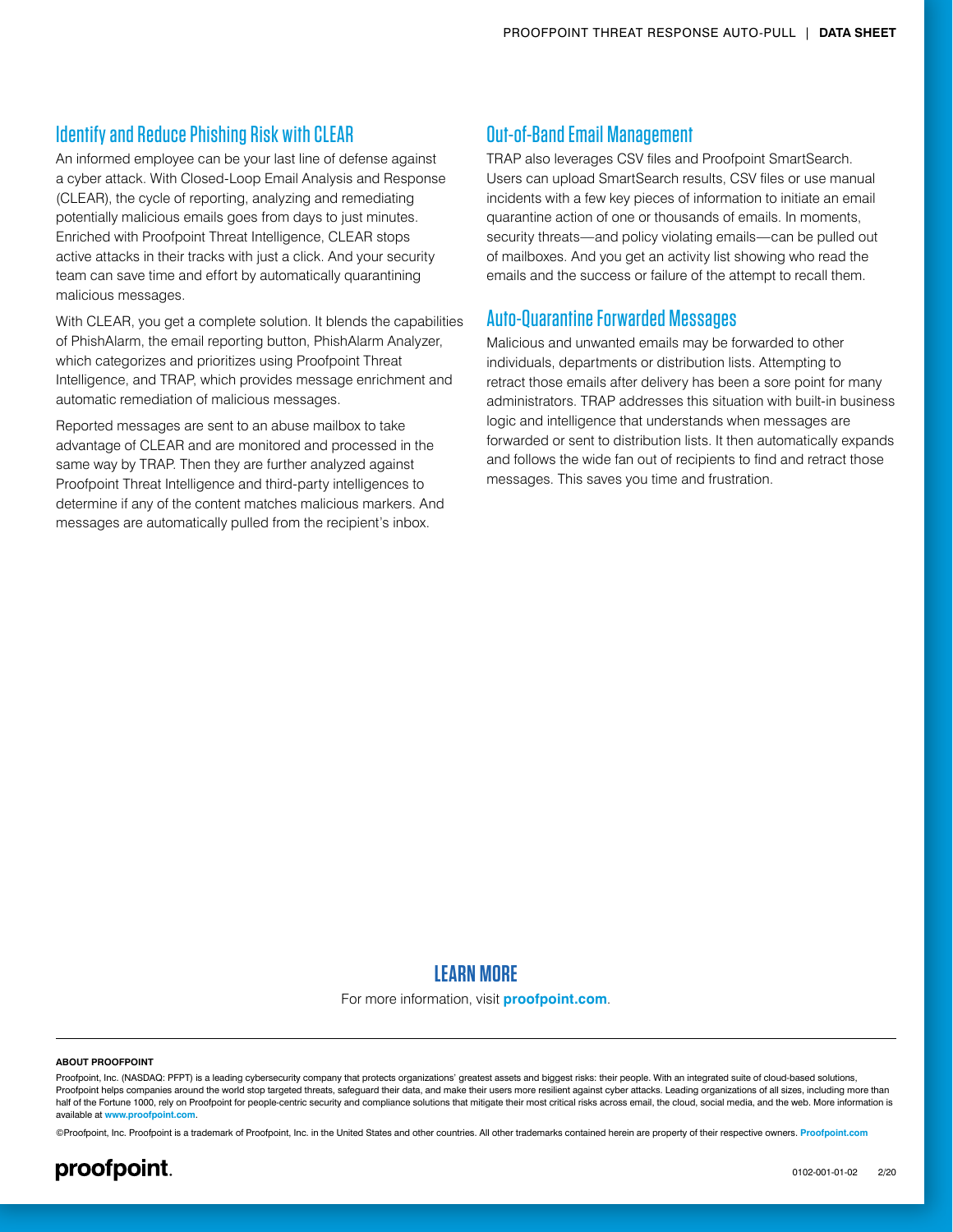## Identify and Reduce Phishing Risk with CLEAR

An informed employee can be your last line of defense against a cyber attack. With Closed-Loop Email Analysis and Response (CLEAR), the cycle of reporting, analyzing and remediating potentially malicious emails goes from days to just minutes. Enriched with Proofpoint Threat Intelligence, CLEAR stops active attacks in their tracks with just a click. And your security team can save time and effort by automatically quarantining malicious messages.

With CLEAR, you get a complete solution. It blends the capabilities of PhishAlarm, the email reporting button, PhishAlarm Analyzer, which categorizes and prioritizes using Proofpoint Threat Intelligence, and TRAP, which provides message enrichment and automatic remediation of malicious messages.

Reported messages are sent to an abuse mailbox to take advantage of CLEAR and are monitored and processed in the same way by TRAP. Then they are further analyzed against Proofpoint Threat Intelligence and third-party intelligences to determine if any of the content matches malicious markers. And messages are automatically pulled from the recipient's inbox.

## Out-of-Band Email Management

TRAP also leverages CSV files and Proofpoint SmartSearch. Users can upload SmartSearch results, CSV files or use manual incidents with a few key pieces of information to initiate an email quarantine action of one or thousands of emails. In moments, security threats—and policy violating emails—can be pulled out of mailboxes. And you get an activity list showing who read the emails and the success or failure of the attempt to recall them.

## Auto-Quarantine Forwarded Messages

Malicious and unwanted emails may be forwarded to other individuals, departments or distribution lists. Attempting to retract those emails after delivery has been a sore point for many administrators. TRAP addresses this situation with built-in business logic and intelligence that understands when messages are forwarded or sent to distribution lists. It then automatically expands and follows the wide fan out of recipients to find and retract those messages. This saves you time and frustration.

## LEARN MORE

For more information, visit **proofpoint.com**.

**ABOUT PROOFPOINT**

Proofpoint, Inc. (NASDAQ: PFPT) is a leading cybersecurity company that protects organizations' greatest assets and biggest risks: their people. With an integrated suite of cloud-based solutions, Proofpoint helps companies around the world stop targeted threats, safeguard their data, and make their users more resilient against cyber attacks. Leading organizations of all sizes, including more than half of the Fortune 1000, rely on Proofpoint for people-centric security and compliance solutions that mitigate their most critical risks across email, the cloud, social media, and the web. More information is available at **www.proofpoint.com**.

©Proofpoint, Inc. Proofpoint is a trademark of Proofpoint, Inc. in the United States and other countries. All other trademarks contained herein are property of their respective owners. **Proofpoint.com**

proofpoint.

0102-001-01-02 2/20